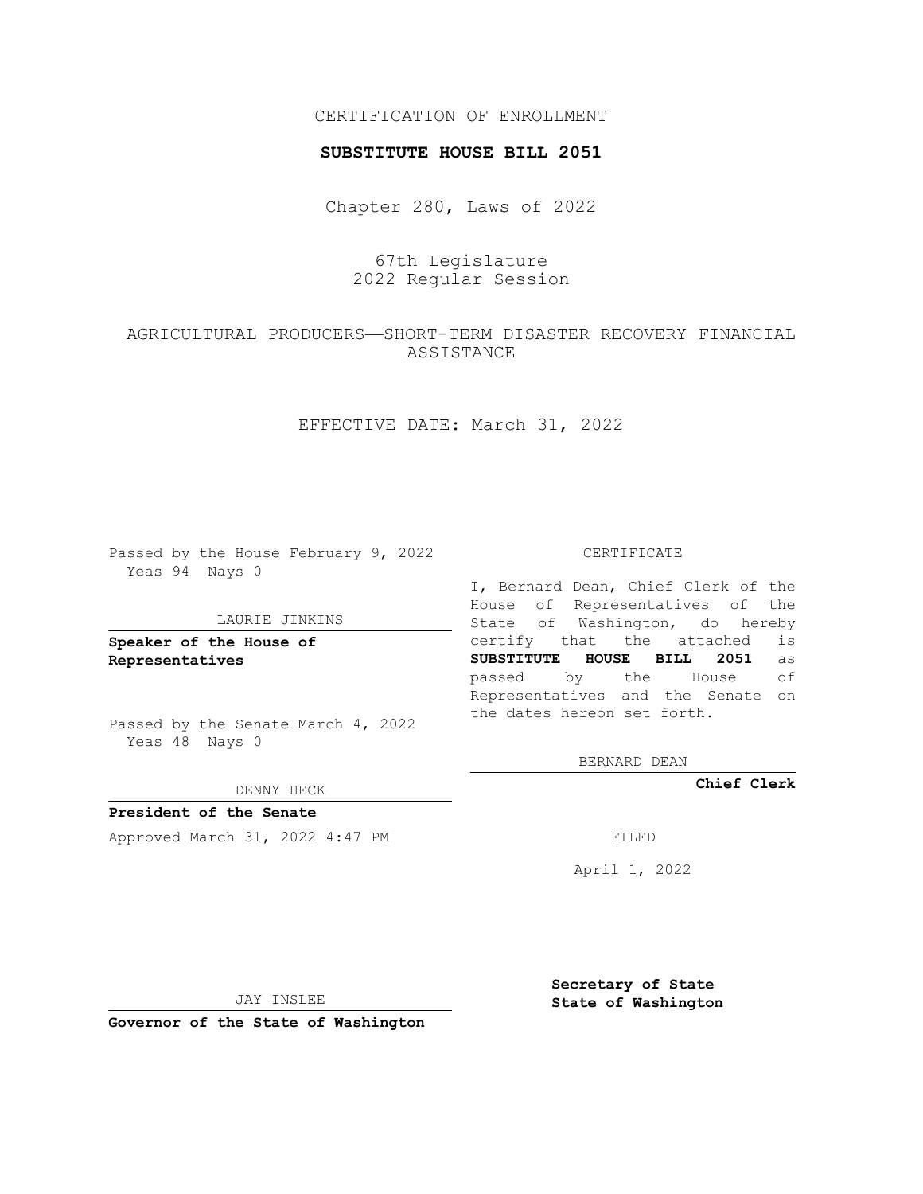CERTIFICATION OF ENROLLMENT

**SUBSTITUTE HOUSE BILL 2051**

Chapter 280, Laws of 2022

67th Legislature
2022 Regular Session

AGRICULTURAL PRODUCERS—SHORT-TERM DISASTER RECOVERY FINANCIAL ASSISTANCE

EFFECTIVE DATE: March 31, 2022

Passed by the House February 9, 2022
Yeas 94 Nays 0

LAURIE JINKINS

**Speaker of the House of Representatives**

Passed by the Senate March 4, 2022
Yeas 48 Nays 0

DENNY HECK

**President of the Senate**

Approved March 31, 2022 4:47 PM

JAY INSLEE

**Governor of the State of Washington**

CERTIFICATE

I, Bernard Dean, Chief Clerk of the House of Representatives of the State of Washington, do hereby certify that the attached is **SUBSTITUTE HOUSE BILL 2051** as passed by the House of Representatives and the Senate on the dates hereon set forth.

BERNARD DEAN

**Chief Clerk**

FILED

April 1, 2022

**Secretary of State**
**State of Washington**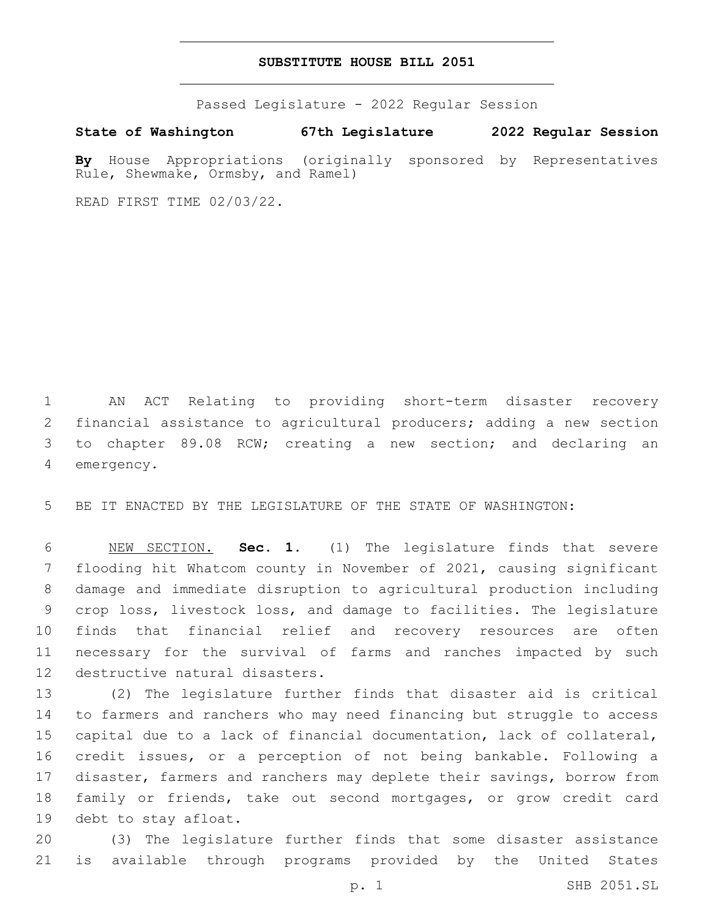**SUBSTITUTE HOUSE BILL 2051**

Passed Legislature - 2022 Regular Session

**State of Washington 67th Legislature 2022 Regular Session**

**By** House Appropriations (originally sponsored by Representatives Rule, Shewmake, Ormsby, and Ramel)

READ FIRST TIME 02/03/22.

AN ACT Relating to providing short-term disaster recovery financial assistance to agricultural producers; adding a new section to chapter 89.08 RCW; creating a new section; and declaring an emergency.

BE IT ENACTED BY THE LEGISLATURE OF THE STATE OF WASHINGTON:

NEW SECTION. **Sec. 1.** (1) The legislature finds that severe flooding hit Whatcom county in November of 2021, causing significant damage and immediate disruption to agricultural production including crop loss, livestock loss, and damage to facilities. The legislature finds that financial relief and recovery resources are often necessary for the survival of farms and ranches impacted by such destructive natural disasters.

(2) The legislature further finds that disaster aid is critical to farmers and ranchers who may need financing but struggle to access capital due to a lack of financial documentation, lack of collateral, credit issues, or a perception of not being bankable. Following a disaster, farmers and ranchers may deplete their savings, borrow from family or friends, take out second mortgages, or grow credit card debt to stay afloat.

(3) The legislature further finds that some disaster assistance is available through programs provided by the United States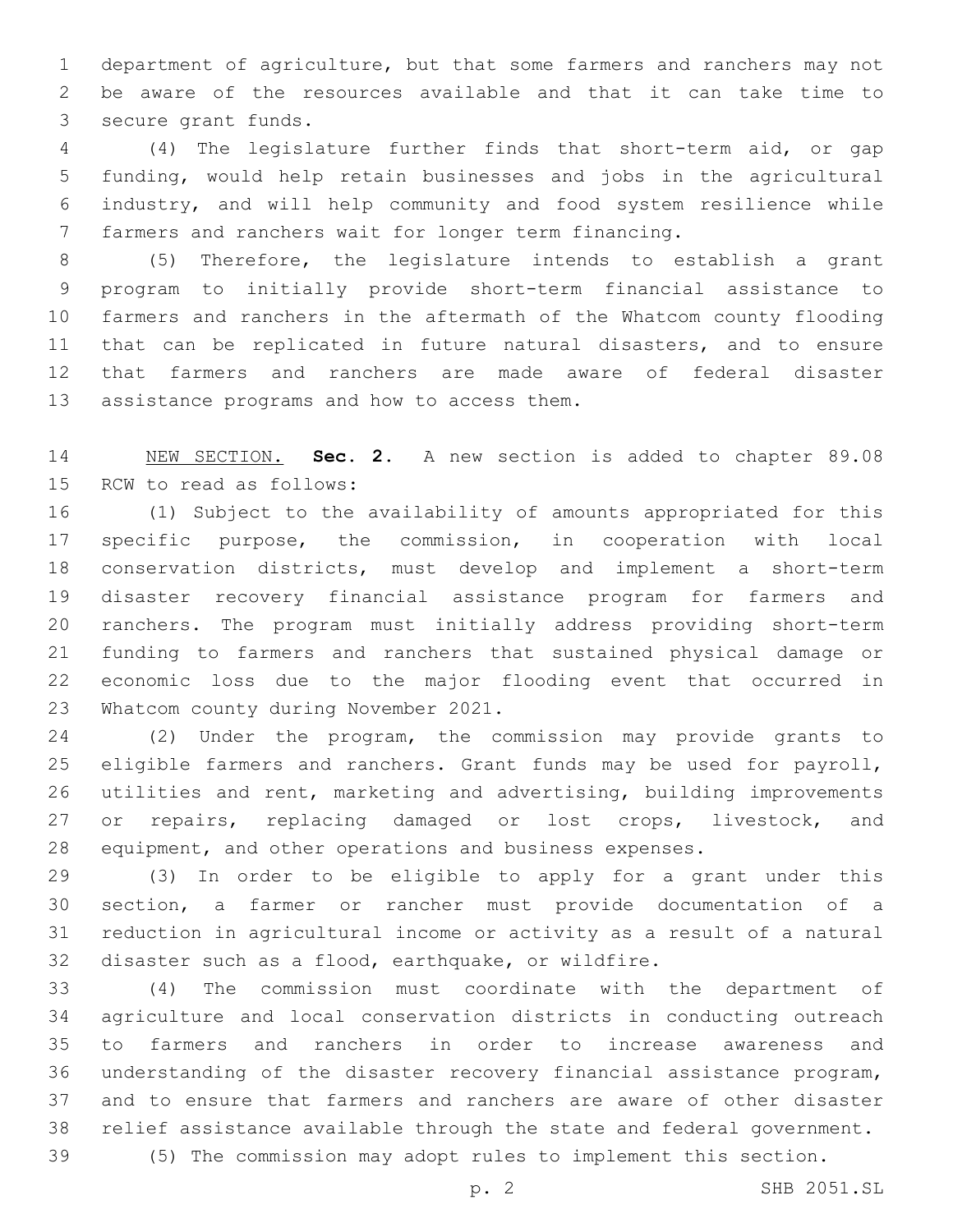department of agriculture, but that some farmers and ranchers may not be aware of the resources available and that it can take time to secure grant funds.

(4) The legislature further finds that short-term aid, or gap funding, would help retain businesses and jobs in the agricultural industry, and will help community and food system resilience while farmers and ranchers wait for longer term financing.

(5) Therefore, the legislature intends to establish a grant program to initially provide short-term financial assistance to farmers and ranchers in the aftermath of the Whatcom county flooding that can be replicated in future natural disasters, and to ensure that farmers and ranchers are made aware of federal disaster assistance programs and how to access them.

NEW SECTION. **Sec. 2.** A new section is added to chapter 89.08 RCW to read as follows:

(1) Subject to the availability of amounts appropriated for this specific purpose, the commission, in cooperation with local conservation districts, must develop and implement a short-term disaster recovery financial assistance program for farmers and ranchers. The program must initially address providing short-term funding to farmers and ranchers that sustained physical damage or economic loss due to the major flooding event that occurred in Whatcom county during November 2021.

(2) Under the program, the commission may provide grants to eligible farmers and ranchers. Grant funds may be used for payroll, utilities and rent, marketing and advertising, building improvements or repairs, replacing damaged or lost crops, livestock, and equipment, and other operations and business expenses.

(3) In order to be eligible to apply for a grant under this section, a farmer or rancher must provide documentation of a reduction in agricultural income or activity as a result of a natural disaster such as a flood, earthquake, or wildfire.

(4) The commission must coordinate with the department of agriculture and local conservation districts in conducting outreach to farmers and ranchers in order to increase awareness and understanding of the disaster recovery financial assistance program, and to ensure that farmers and ranchers are aware of other disaster relief assistance available through the state and federal government.

(5) The commission may adopt rules to implement this section.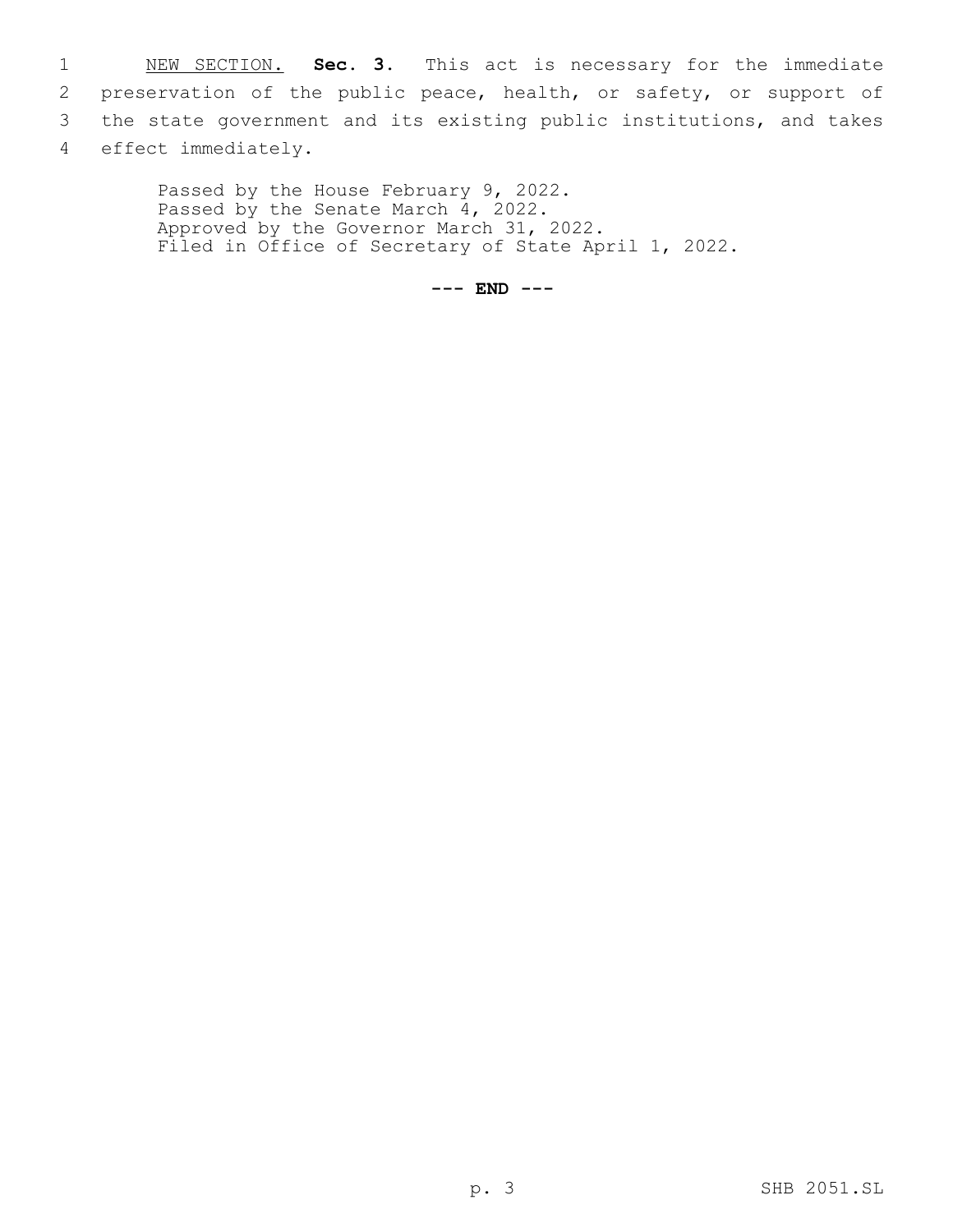NEW SECTION. **Sec. 3.** This act is necessary for the immediate preservation of the public peace, health, or safety, or support of the state government and its existing public institutions, and takes effect immediately.

Passed by the House February 9, 2022.
Passed by the Senate March 4, 2022.
Approved by the Governor March 31, 2022.
Filed in Office of Secretary of State April 1, 2022.

**--- END ---**